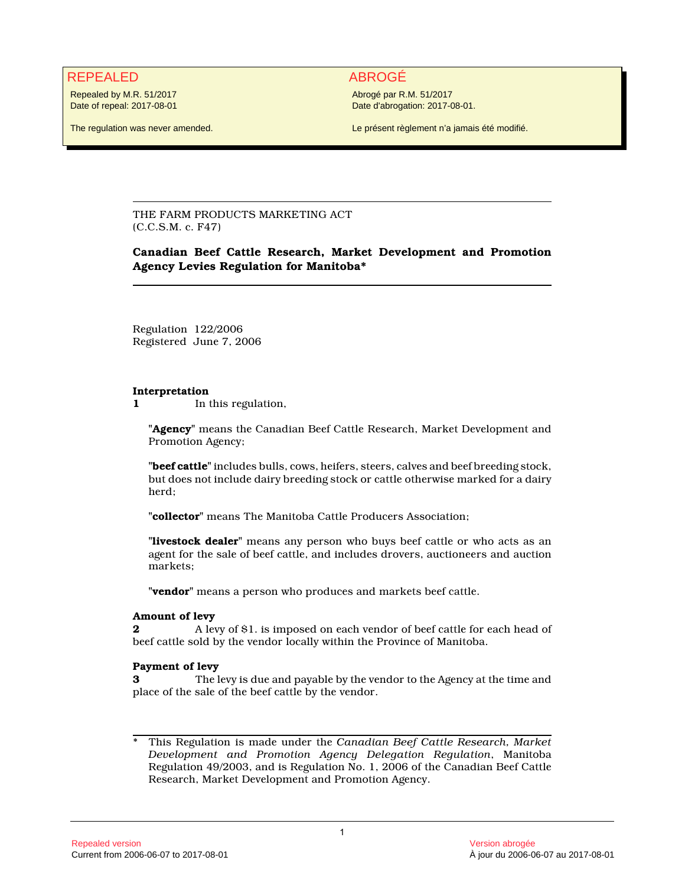| REPEALED | ABROGÉ |
|---|---|
| Repealed by M.R. 51/2017<br>Date of repeal: 2017-08-01 | Abrogé par R.M. 51/2017<br>Date d'abrogation: 2017-08-01. |
| The regulation was never amended. | Le présent règlement n'a jamais été modifié. |

THE FARM PRODUCTS MARKETING ACT
(C.C.S.M. c. F47)

# Canadian Beef Cattle Research, Market Development and Promotion Agency Levies Regulation for Manitoba*

Regulation 122/2006
Registered June 7, 2006

**Interpretation**

**1** In this regulation,

"**Agency**" means the Canadian Beef Cattle Research, Market Development and Promotion Agency;

"**beef cattle**" includes bulls, cows, heifers, steers, calves and beef breeding stock, but does not include dairy breeding stock or cattle otherwise marked for a dairy herd;

"**collector**" means The Manitoba Cattle Producers Association;

"**livestock dealer**" means any person who buys beef cattle or who acts as an agent for the sale of beef cattle, and includes drovers, auctioneers and auction markets;

"**vendor**" means a person who produces and markets beef cattle.

**Amount of levy**

**2** A levy of $1. is imposed on each vendor of beef cattle for each head of beef cattle sold by the vendor locally within the Province of Manitoba.

**Payment of levy**

**3** The levy is due and payable by the vendor to the Agency at the time and place of the sale of the beef cattle by the vendor.

---

\* This Regulation is made under the *Canadian Beef Cattle Research, Market Development and Promotion Agency Delegation Regulation*, Manitoba Regulation 49/2003, and is Regulation No. 1, 2006 of the Canadian Beef Cattle Research, Market Development and Promotion Agency.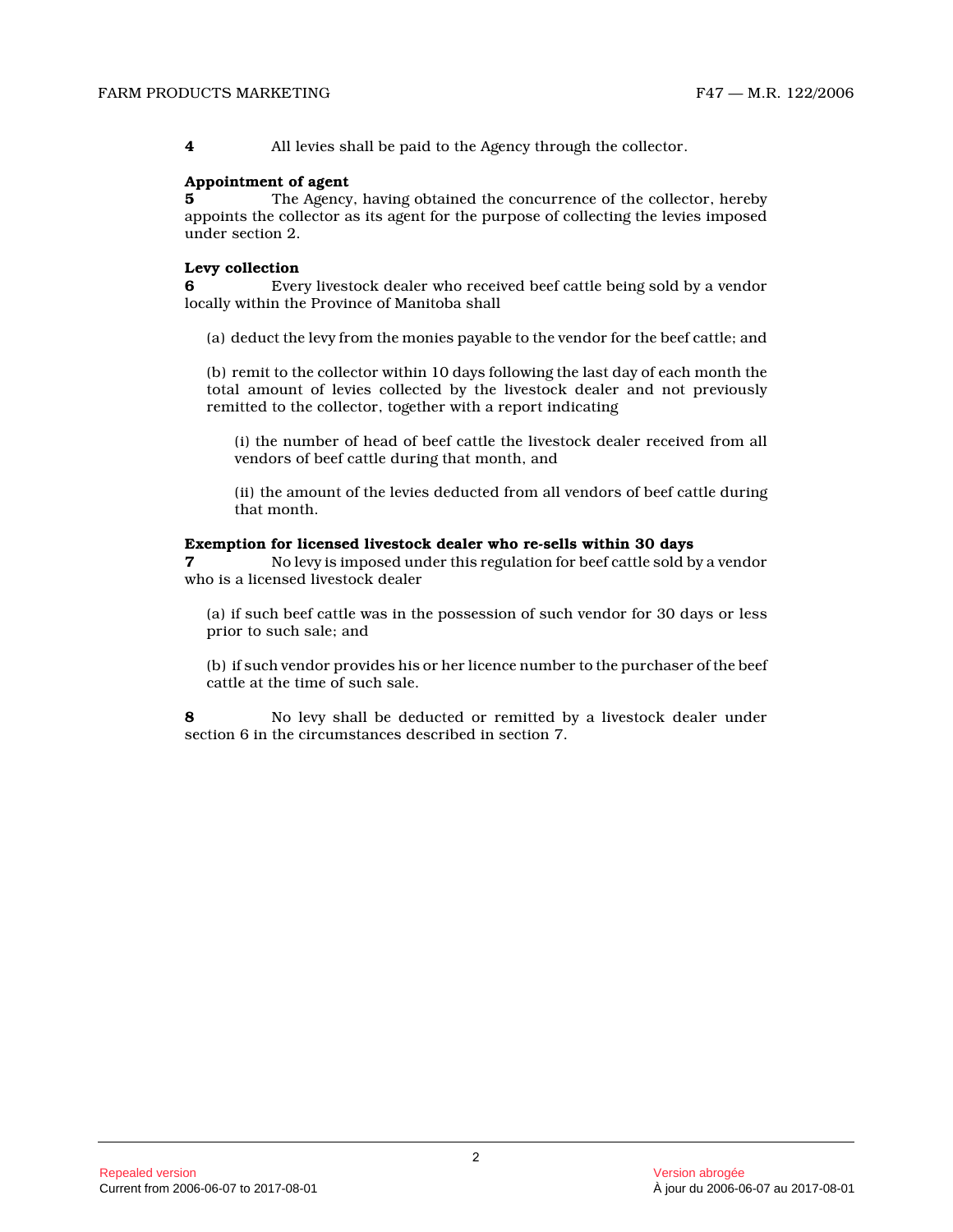**4** All levies shall be paid to the Agency through the collector.

**Appointment of agent**

**5** The Agency, having obtained the concurrence of the collector, hereby appoints the collector as its agent for the purpose of collecting the levies imposed under section 2.

**Levy collection**

**6** Every livestock dealer who received beef cattle being sold by a vendor locally within the Province of Manitoba shall

(a) deduct the levy from the monies payable to the vendor for the beef cattle; and

(b) remit to the collector within 10 days following the last day of each month the total amount of levies collected by the livestock dealer and not previously remitted to the collector, together with a report indicating

(i) the number of head of beef cattle the livestock dealer received from all vendors of beef cattle during that month, and

(ii) the amount of the levies deducted from all vendors of beef cattle during that month.

**Exemption for licensed livestock dealer who re-sells within 30 days**

**7** No levy is imposed under this regulation for beef cattle sold by a vendor who is a licensed livestock dealer

(a) if such beef cattle was in the possession of such vendor for 30 days or less prior to such sale; and

(b) if such vendor provides his or her licence number to the purchaser of the beef cattle at the time of such sale.

**8** No levy shall be deducted or remitted by a livestock dealer under section 6 in the circumstances described in section 7.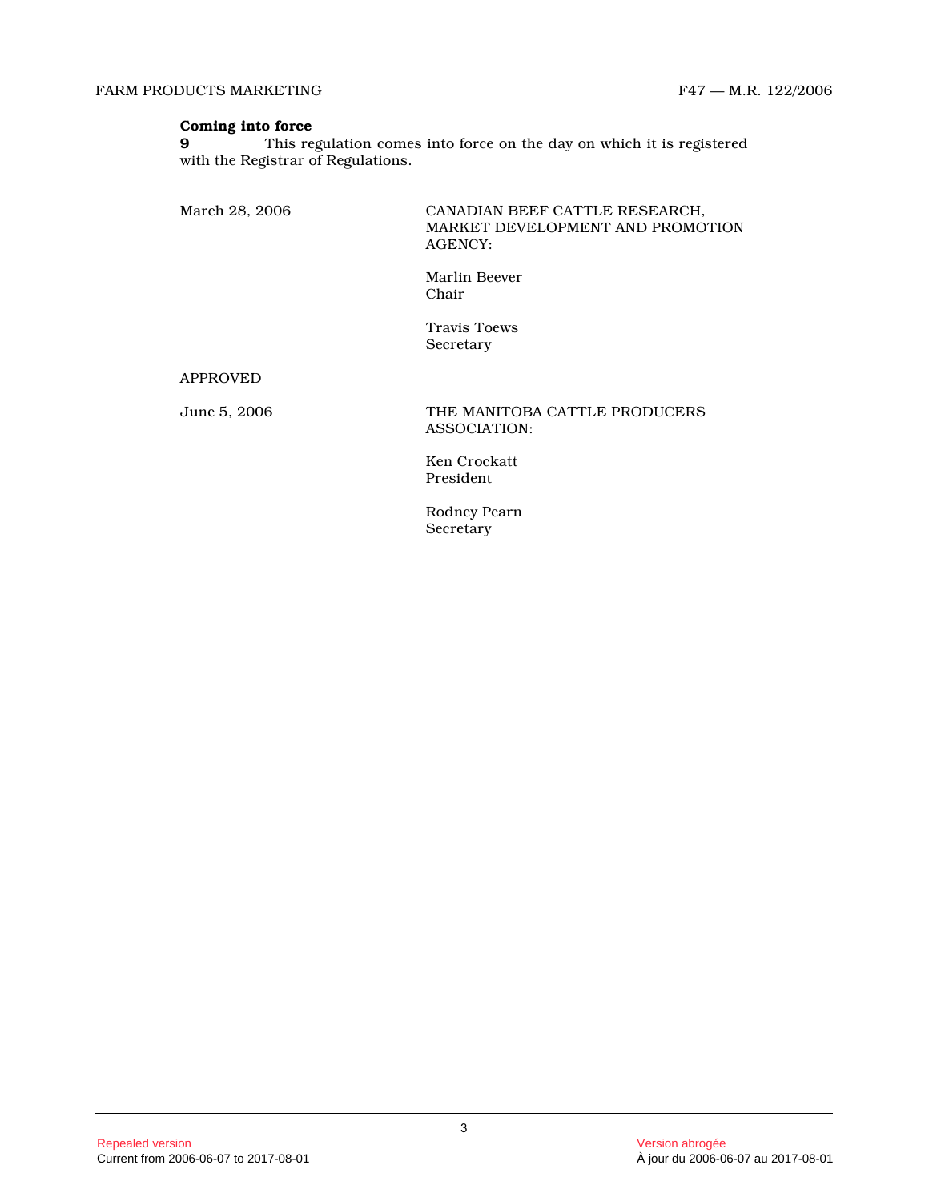**Coming into force**

**9** This regulation comes into force on the day on which it is registered with the Registrar of Regulations.

March 28, 2006

CANADIAN BEEF CATTLE RESEARCH, MARKET DEVELOPMENT AND PROMOTION AGENCY:

Marlin Beever
Chair

Travis Toews
Secretary

APPROVED

June 5, 2006

THE MANITOBA CATTLE PRODUCERS ASSOCIATION:

Ken Crockatt
President

Rodney Pearn
Secretary